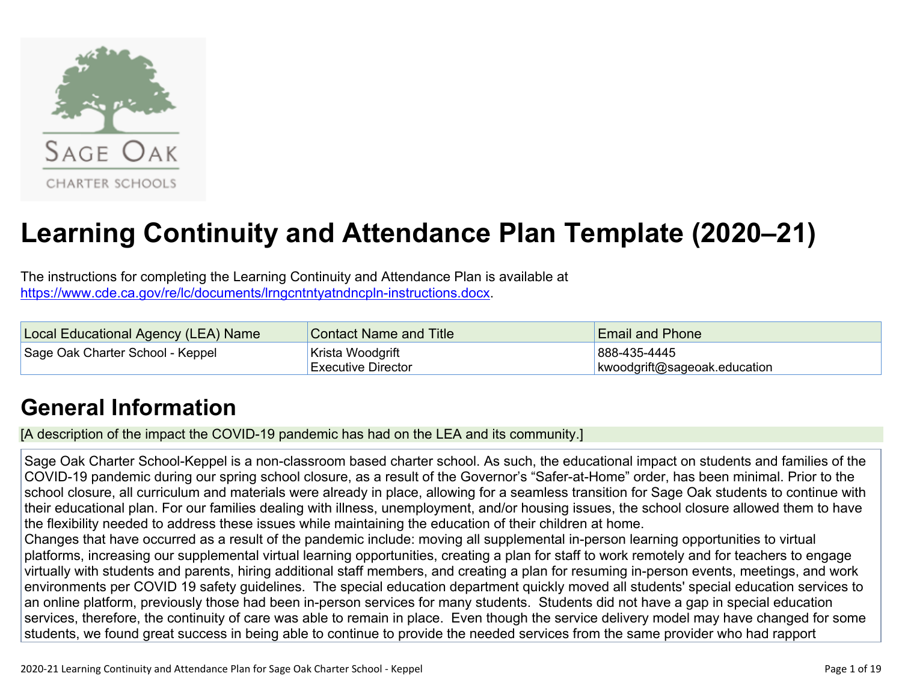# Learning Continuity and Attendance Plan Template (2020–21)

The instructions for completing the Learning Continuity and Attendance Plan is available at https://www.cde.ca.gov/re/lc/documents/lrngcntntyatndncpln-instructions.docx.

| Local Educational Agency (LEA) Name | Contact Name and Title | Email and Phone |
| --- | --- | --- |
| Sage Oak Charter School - Keppel | Krista Woodgrift<br>Executive Director | 888-435-4445<br>kwoodgrift@sageoak.education |

## General Information

[A description of the impact the COVID-19 pandemic has had on the LEA and its community.]

Sage Oak Charter School-Keppel is a non-classroom based charter school. As such, the educational impact on students and families of the COVID-19 pandemic during our spring school closure, as a result of the Governor's "Safer-at-Home" order, has been minimal. Prior to the school closure, all curriculum and materials were already in place, allowing for a seamless transition for Sage Oak students to continue with their educational plan. For our families dealing with illness, unemployment, and/or housing issues, the school closure allowed them to have the flexibility needed to address these issues while maintaining the education of their children at home.
Changes that have occurred as a result of the pandemic include: moving all supplemental in-person learning opportunities to virtual platforms, increasing our supplemental virtual learning opportunities, creating a plan for staff to work remotely and for teachers to engage virtually with students and parents, hiring additional staff members, and creating a plan for resuming in-person events, meetings, and work environments per COVID 19 safety guidelines. The special education department quickly moved all students' special education services to an online platform, previously those had been in-person services for many students. Students did not have a gap in special education services, therefore, the continuity of care was able to remain in place. Even though the service delivery model may have changed for some students, we found great success in being able to continue to provide the needed services from the same provider who had rapport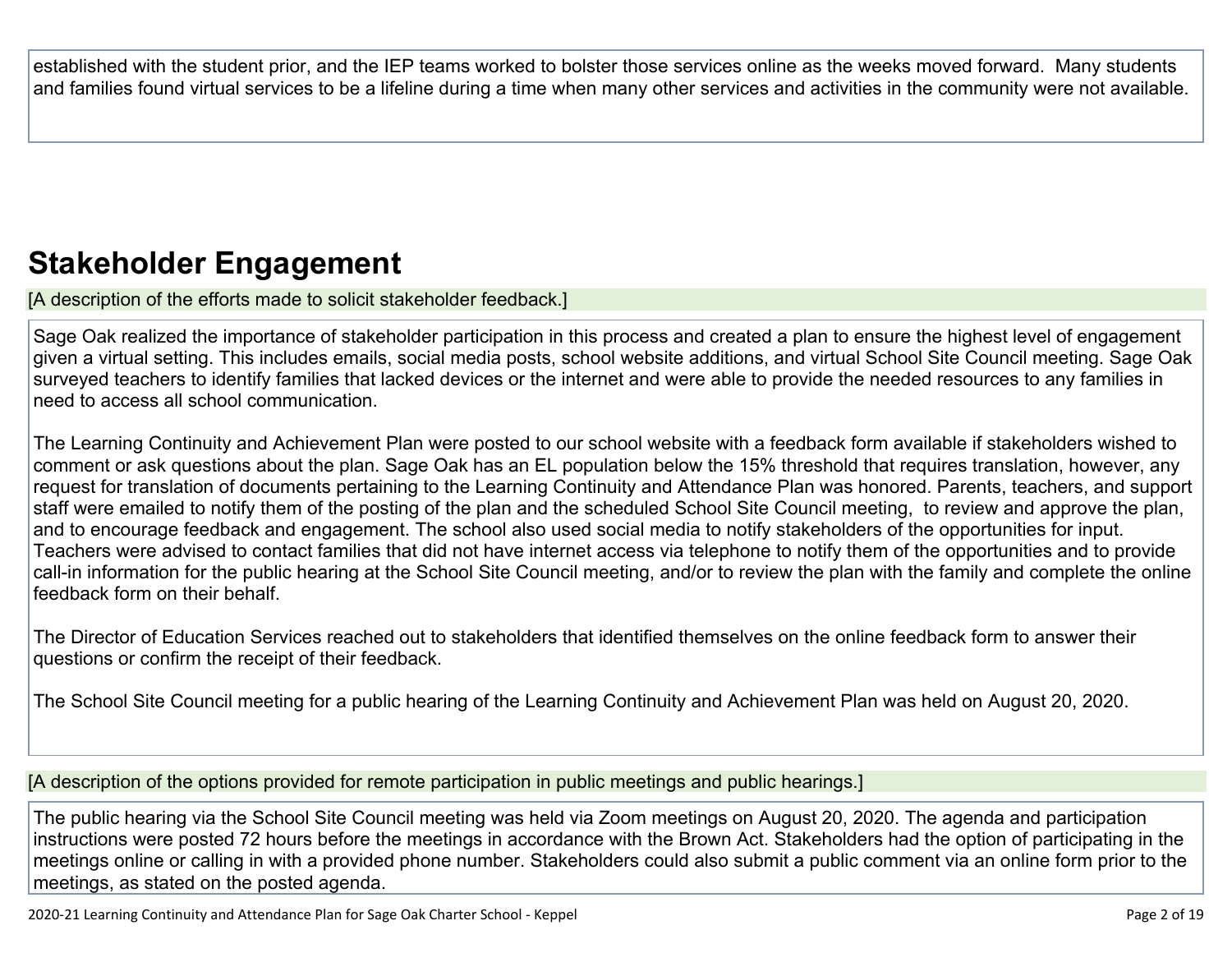established with the student prior, and the IEP teams worked to bolster those services online as the weeks moved forward. Many students and families found virtual services to be a lifeline during a time when many other services and activities in the community were not available.

## Stakeholder Engagement

[A description of the efforts made to solicit stakeholder feedback.]

Sage Oak realized the importance of stakeholder participation in this process and created a plan to ensure the highest level of engagement given a virtual setting. This includes emails, social media posts, school website additions, and virtual School Site Council meeting. Sage Oak surveyed teachers to identify families that lacked devices or the internet and were able to provide the needed resources to any families in need to access all school communication.

The Learning Continuity and Achievement Plan were posted to our school website with a feedback form available if stakeholders wished to comment or ask questions about the plan. Sage Oak has an EL population below the 15% threshold that requires translation, however, any request for translation of documents pertaining to the Learning Continuity and Attendance Plan was honored. Parents, teachers, and support staff were emailed to notify them of the posting of the plan and the scheduled School Site Council meeting, to review and approve the plan, and to encourage feedback and engagement. The school also used social media to notify stakeholders of the opportunities for input. Teachers were advised to contact families that did not have internet access via telephone to notify them of the opportunities and to provide call-in information for the public hearing at the School Site Council meeting, and/or to review the plan with the family and complete the online feedback form on their behalf.

The Director of Education Services reached out to stakeholders that identified themselves on the online feedback form to answer their questions or confirm the receipt of their feedback.

The School Site Council meeting for a public hearing of the Learning Continuity and Achievement Plan was held on August 20, 2020.

[A description of the options provided for remote participation in public meetings and public hearings.]

The public hearing via the School Site Council meeting was held via Zoom meetings on August 20, 2020. The agenda and participation instructions were posted 72 hours before the meetings in accordance with the Brown Act. Stakeholders had the option of participating in the meetings online or calling in with a provided phone number. Stakeholders could also submit a public comment via an online form prior to the meetings, as stated on the posted agenda.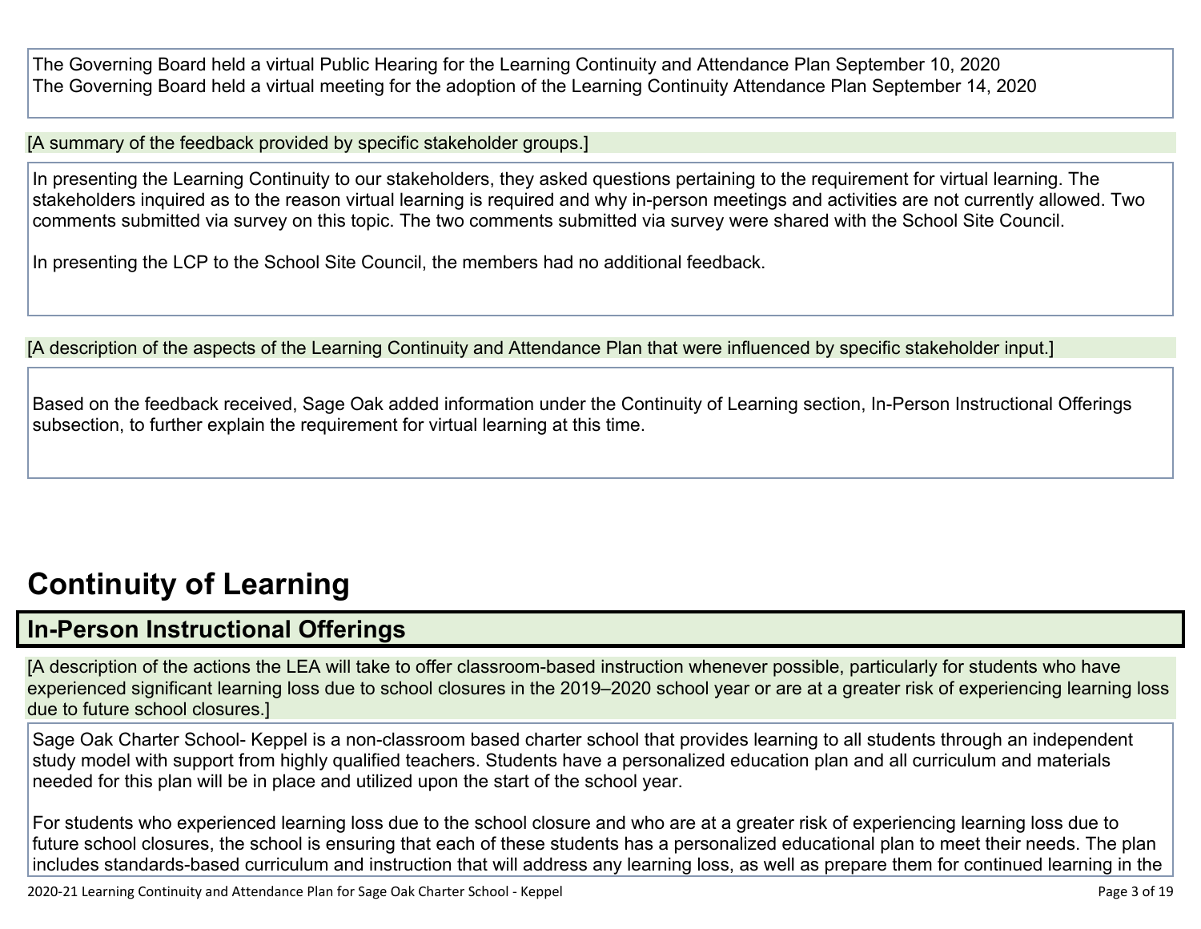The Governing Board held a virtual Public Hearing for the Learning Continuity and Attendance Plan September 10, 2020
The Governing Board held a virtual meeting for the adoption of the Learning Continuity Attendance Plan September 14, 2020

[A summary of the feedback provided by specific stakeholder groups.]

In presenting the Learning Continuity to our stakeholders, they asked questions pertaining to the requirement for virtual learning. The stakeholders inquired as to the reason virtual learning is required and why in-person meetings and activities are not currently allowed. Two comments submitted via survey on this topic. The two comments submitted via survey were shared with the School Site Council.

In presenting the LCP to the School Site Council, the members had no additional feedback.

[A description of the aspects of the Learning Continuity and Attendance Plan that were influenced by specific stakeholder input.]

Based on the feedback received, Sage Oak added information under the Continuity of Learning section, In-Person Instructional Offerings subsection, to further explain the requirement for virtual learning at this time.

# Continuity of Learning

## In-Person Instructional Offerings

[A description of the actions the LEA will take to offer classroom-based instruction whenever possible, particularly for students who have experienced significant learning loss due to school closures in the 2019–2020 school year or are at a greater risk of experiencing learning loss due to future school closures.]

Sage Oak Charter School- Keppel is a non-classroom based charter school that provides learning to all students through an independent study model with support from highly qualified teachers. Students have a personalized education plan and all curriculum and materials needed for this plan will be in place and utilized upon the start of the school year.

For students who experienced learning loss due to the school closure and who are at a greater risk of experiencing learning loss due to future school closures, the school is ensuring that each of these students has a personalized educational plan to meet their needs. The plan includes standards-based curriculum and instruction that will address any learning loss, as well as prepare them for continued learning in the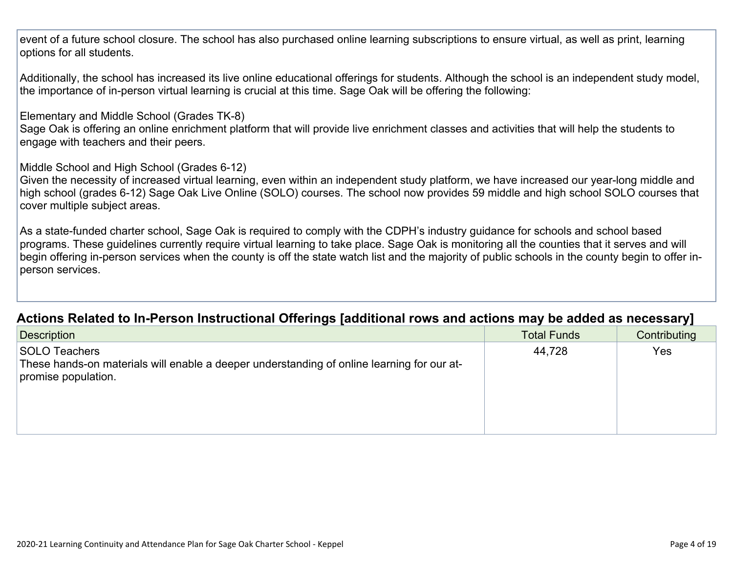event of a future school closure. The school has also purchased online learning subscriptions to ensure virtual, as well as print, learning options for all students.

Additionally, the school has increased its live online educational offerings for students. Although the school is an independent study model, the importance of in-person virtual learning is crucial at this time. Sage Oak will be offering the following:

Elementary and Middle School (Grades TK-8)
Sage Oak is offering an online enrichment platform that will provide live enrichment classes and activities that will help the students to engage with teachers and their peers.

Middle School and High School (Grades 6-12)
Given the necessity of increased virtual learning, even within an independent study platform, we have increased our year-long middle and high school (grades 6-12) Sage Oak Live Online (SOLO) courses. The school now provides 59 middle and high school SOLO courses that cover multiple subject areas.

As a state-funded charter school, Sage Oak is required to comply with the CDPH's industry guidance for schools and school based programs. These guidelines currently require virtual learning to take place. Sage Oak is monitoring all the counties that it serves and will begin offering in-person services when the county is off the state watch list and the majority of public schools in the county begin to offer in-person services.

## Actions Related to In-Person Instructional Offerings [additional rows and actions may be added as necessary]

| Description | Total Funds | Contributing |
|---|---|---|
| SOLO Teachers<br>These hands-on materials will enable a deeper understanding of online learning for our at-promise population. | 44,728 | Yes |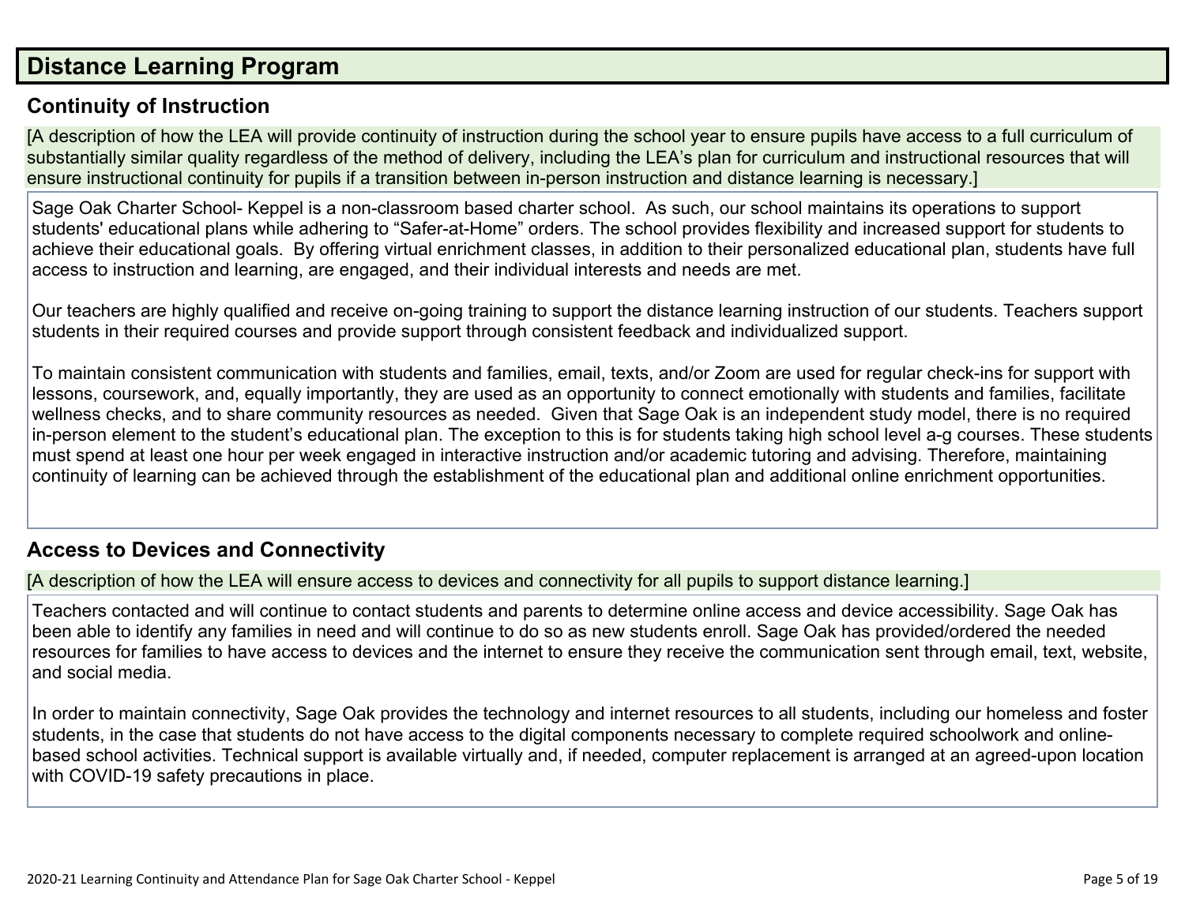## Distance Learning Program

### Continuity of Instruction

[A description of how the LEA will provide continuity of instruction during the school year to ensure pupils have access to a full curriculum of substantially similar quality regardless of the method of delivery, including the LEA's plan for curriculum and instructional resources that will ensure instructional continuity for pupils if a transition between in-person instruction and distance learning is necessary.]

Sage Oak Charter School- Keppel is a non-classroom based charter school. As such, our school maintains its operations to support students' educational plans while adhering to "Safer-at-Home" orders. The school provides flexibility and increased support for students to achieve their educational goals. By offering virtual enrichment classes, in addition to their personalized educational plan, students have full access to instruction and learning, are engaged, and their individual interests and needs are met.

Our teachers are highly qualified and receive on-going training to support the distance learning instruction of our students. Teachers support students in their required courses and provide support through consistent feedback and individualized support.

To maintain consistent communication with students and families, email, texts, and/or Zoom are used for regular check-ins for support with lessons, coursework, and, equally importantly, they are used as an opportunity to connect emotionally with students and families, facilitate wellness checks, and to share community resources as needed. Given that Sage Oak is an independent study model, there is no required in-person element to the student's educational plan. The exception to this is for students taking high school level a-g courses. These students must spend at least one hour per week engaged in interactive instruction and/or academic tutoring and advising. Therefore, maintaining continuity of learning can be achieved through the establishment of the educational plan and additional online enrichment opportunities.

### Access to Devices and Connectivity

[A description of how the LEA will ensure access to devices and connectivity for all pupils to support distance learning.]

Teachers contacted and will continue to contact students and parents to determine online access and device accessibility. Sage Oak has been able to identify any families in need and will continue to do so as new students enroll. Sage Oak has provided/ordered the needed resources for families to have access to devices and the internet to ensure they receive the communication sent through email, text, website, and social media.

In order to maintain connectivity, Sage Oak provides the technology and internet resources to all students, including our homeless and foster students, in the case that students do not have access to the digital components necessary to complete required schoolwork and online-based school activities. Technical support is available virtually and, if needed, computer replacement is arranged at an agreed-upon location with COVID-19 safety precautions in place.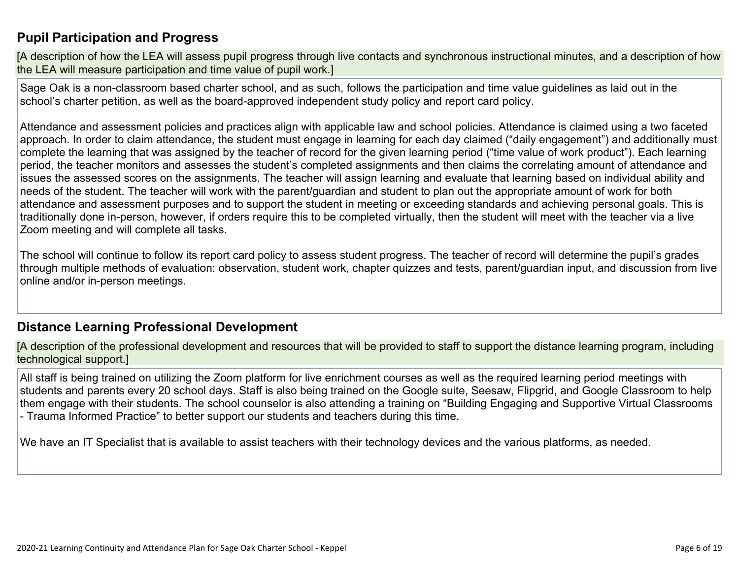## Pupil Participation and Progress

[A description of how the LEA will assess pupil progress through live contacts and synchronous instructional minutes, and a description of how the LEA will measure participation and time value of pupil work.]

Sage Oak is a non-classroom based charter school, and as such, follows the participation and time value guidelines as laid out in the school's charter petition, as well as the board-approved independent study policy and report card policy.

Attendance and assessment policies and practices align with applicable law and school policies. Attendance is claimed using a two faceted approach. In order to claim attendance, the student must engage in learning for each day claimed ("daily engagement") and additionally must complete the learning that was assigned by the teacher of record for the given learning period ("time value of work product"). Each learning period, the teacher monitors and assesses the student's completed assignments and then claims the correlating amount of attendance and issues the assessed scores on the assignments. The teacher will assign learning and evaluate that learning based on individual ability and needs of the student. The teacher will work with the parent/guardian and student to plan out the appropriate amount of work for both attendance and assessment purposes and to support the student in meeting or exceeding standards and achieving personal goals. This is traditionally done in-person, however, if orders require this to be completed virtually, then the student will meet with the teacher via a live Zoom meeting and will complete all tasks.

The school will continue to follow its report card policy to assess student progress. The teacher of record will determine the pupil's grades through multiple methods of evaluation: observation, student work, chapter quizzes and tests, parent/guardian input, and discussion from live online and/or in-person meetings.

## Distance Learning Professional Development

[A description of the professional development and resources that will be provided to staff to support the distance learning program, including technological support.]

All staff is being trained on utilizing the Zoom platform for live enrichment courses as well as the required learning period meetings with students and parents every 20 school days. Staff is also being trained on the Google suite, Seesaw, Flipgrid, and Google Classroom to help them engage with their students. The school counselor is also attending a training on "Building Engaging and Supportive Virtual Classrooms - Trauma Informed Practice" to better support our students and teachers during this time.

We have an IT Specialist that is available to assist teachers with their technology devices and the various platforms, as needed.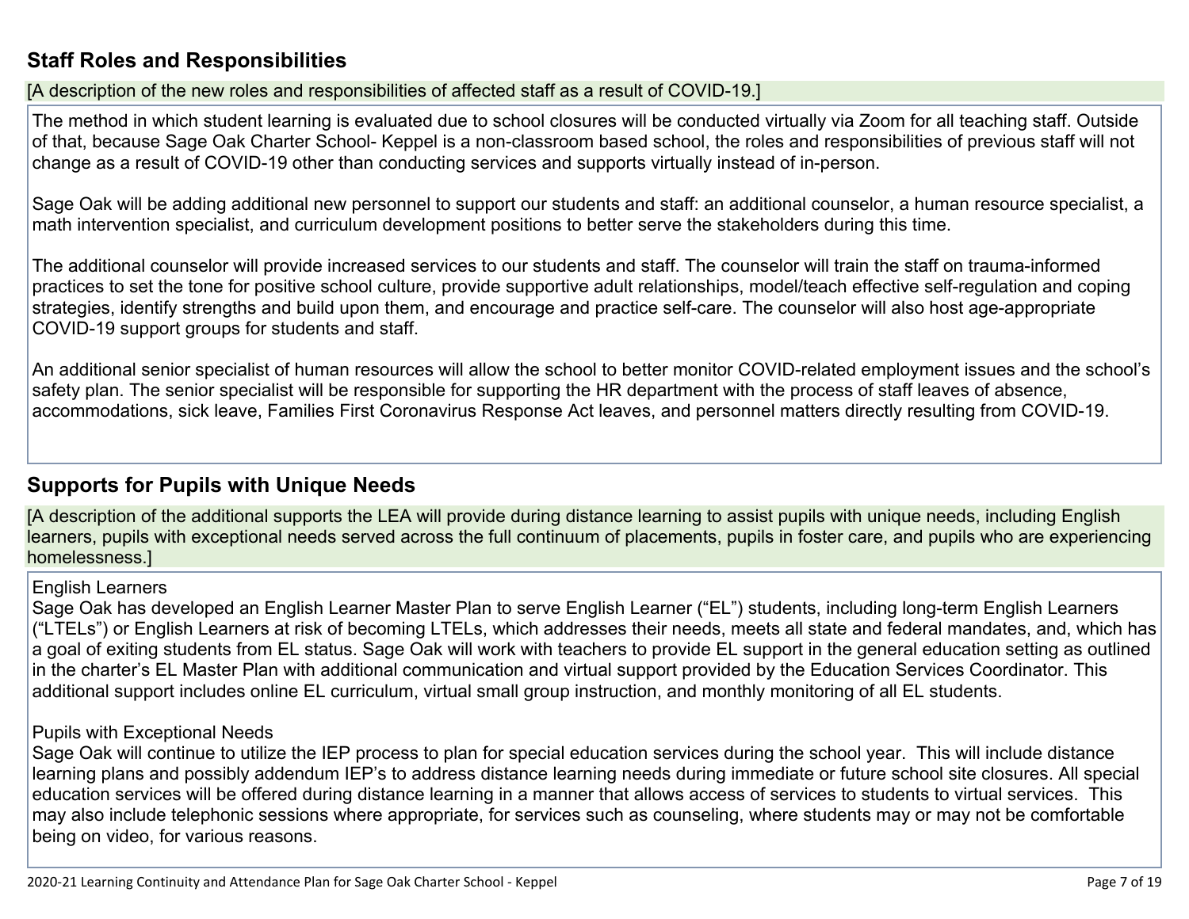## Staff Roles and Responsibilities

[A description of the new roles and responsibilities of affected staff as a result of COVID-19.]

The method in which student learning is evaluated due to school closures will be conducted virtually via Zoom for all teaching staff. Outside of that, because Sage Oak Charter School- Keppel is a non-classroom based school, the roles and responsibilities of previous staff will not change as a result of COVID-19 other than conducting services and supports virtually instead of in-person.

Sage Oak will be adding additional new personnel to support our students and staff: an additional counselor, a human resource specialist, a math intervention specialist, and curriculum development positions to better serve the stakeholders during this time.

The additional counselor will provide increased services to our students and staff. The counselor will train the staff on trauma-informed practices to set the tone for positive school culture, provide supportive adult relationships, model/teach effective self-regulation and coping strategies, identify strengths and build upon them, and encourage and practice self-care. The counselor will also host age-appropriate COVID-19 support groups for students and staff.

An additional senior specialist of human resources will allow the school to better monitor COVID-related employment issues and the school's safety plan. The senior specialist will be responsible for supporting the HR department with the process of staff leaves of absence, accommodations, sick leave, Families First Coronavirus Response Act leaves, and personnel matters directly resulting from COVID-19.

## Supports for Pupils with Unique Needs

[A description of the additional supports the LEA will provide during distance learning to assist pupils with unique needs, including English learners, pupils with exceptional needs served across the full continuum of placements, pupils in foster care, and pupils who are experiencing homelessness.]

English Learners
Sage Oak has developed an English Learner Master Plan to serve English Learner ("EL") students, including long-term English Learners ("LTELs") or English Learners at risk of becoming LTELs, which addresses their needs, meets all state and federal mandates, and, which has a goal of exiting students from EL status. Sage Oak will work with teachers to provide EL support in the general education setting as outlined in the charter's EL Master Plan with additional communication and virtual support provided by the Education Services Coordinator. This additional support includes online EL curriculum, virtual small group instruction, and monthly monitoring of all EL students.

Pupils with Exceptional Needs
Sage Oak will continue to utilize the IEP process to plan for special education services during the school year. This will include distance learning plans and possibly addendum IEP's to address distance learning needs during immediate or future school site closures. All special education services will be offered during distance learning in a manner that allows access of services to students to virtual services. This may also include telephonic sessions where appropriate, for services such as counseling, where students may or may not be comfortable being on video, for various reasons.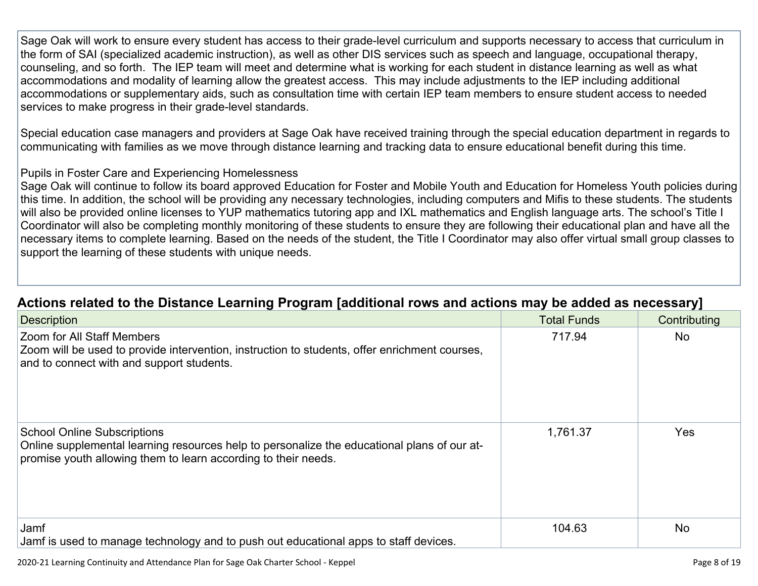Sage Oak will work to ensure every student has access to their grade-level curriculum and supports necessary to access that curriculum in the form of SAI (specialized academic instruction), as well as other DIS services such as speech and language, occupational therapy, counseling, and so forth. The IEP team will meet and determine what is working for each student in distance learning as well as what accommodations and modality of learning allow the greatest access. This may include adjustments to the IEP including additional accommodations or supplementary aids, such as consultation time with certain IEP team members to ensure student access to needed services to make progress in their grade-level standards.

Special education case managers and providers at Sage Oak have received training through the special education department in regards to communicating with families as we move through distance learning and tracking data to ensure educational benefit during this time.

Pupils in Foster Care and Experiencing Homelessness
Sage Oak will continue to follow its board approved Education for Foster and Mobile Youth and Education for Homeless Youth policies during this time. In addition, the school will be providing any necessary technologies, including computers and Mifis to these students. The students will also be provided online licenses to YUP mathematics tutoring app and IXL mathematics and English language arts. The school's Title I Coordinator will also be completing monthly monitoring of these students to ensure they are following their educational plan and have all the necessary items to complete learning. Based on the needs of the student, the Title I Coordinator may also offer virtual small group classes to support the learning of these students with unique needs.

## Actions related to the Distance Learning Program [additional rows and actions may be added as necessary]

| Description | Total Funds | Contributing |
| --- | --- | --- |
| Zoom for All Staff Members<br>Zoom will be used to provide intervention, instruction to students, offer enrichment courses, and to connect with and support students. | 717.94 | No |
| School Online Subscriptions<br>Online supplemental learning resources help to personalize the educational plans of our at-promise youth allowing them to learn according to their needs. | 1,761.37 | Yes |
| Jamf<br>Jamf is used to manage technology and to push out educational apps to staff devices. | 104.63 | No |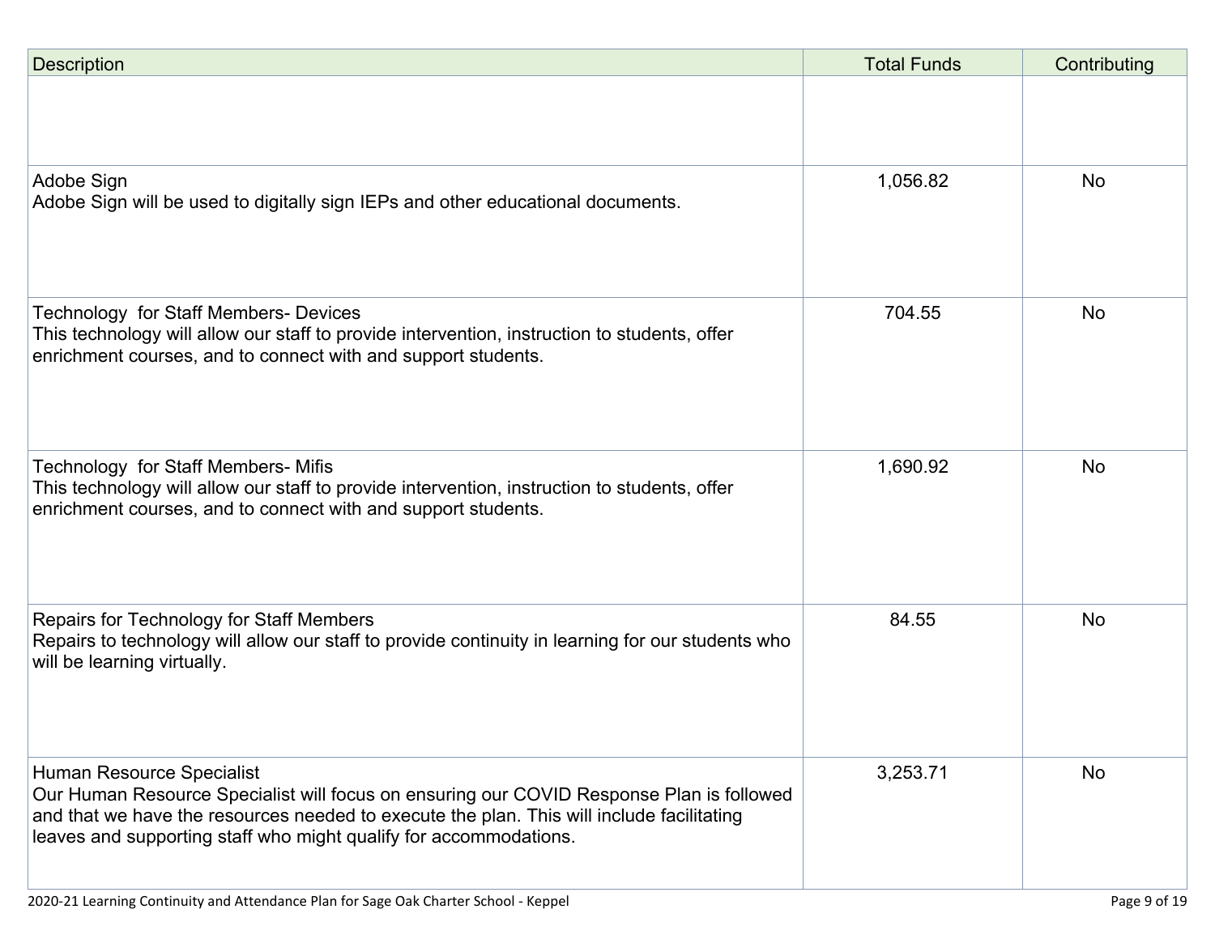| Description | Total Funds | Contributing |
| --- | --- | --- |
| | | |
| Adobe Sign<br>Adobe Sign will be used to digitally sign IEPs and other educational documents. | 1,056.82 | No |
| Technology for Staff Members- Devices<br>This technology will allow our staff to provide intervention, instruction to students, offer enrichment courses, and to connect with and support students. | 704.55 | No |
| Technology for Staff Members- Mifis<br>This technology will allow our staff to provide intervention, instruction to students, offer enrichment courses, and to connect with and support students. | 1,690.92 | No |
| Repairs for Technology for Staff Members<br>Repairs to technology will allow our staff to provide continuity in learning for our students who will be learning virtually. | 84.55 | No |
| Human Resource Specialist<br>Our Human Resource Specialist will focus on ensuring our COVID Response Plan is followed and that we have the resources needed to execute the plan. This will include facilitating leaves and supporting staff who might qualify for accommodations. | 3,253.71 | No |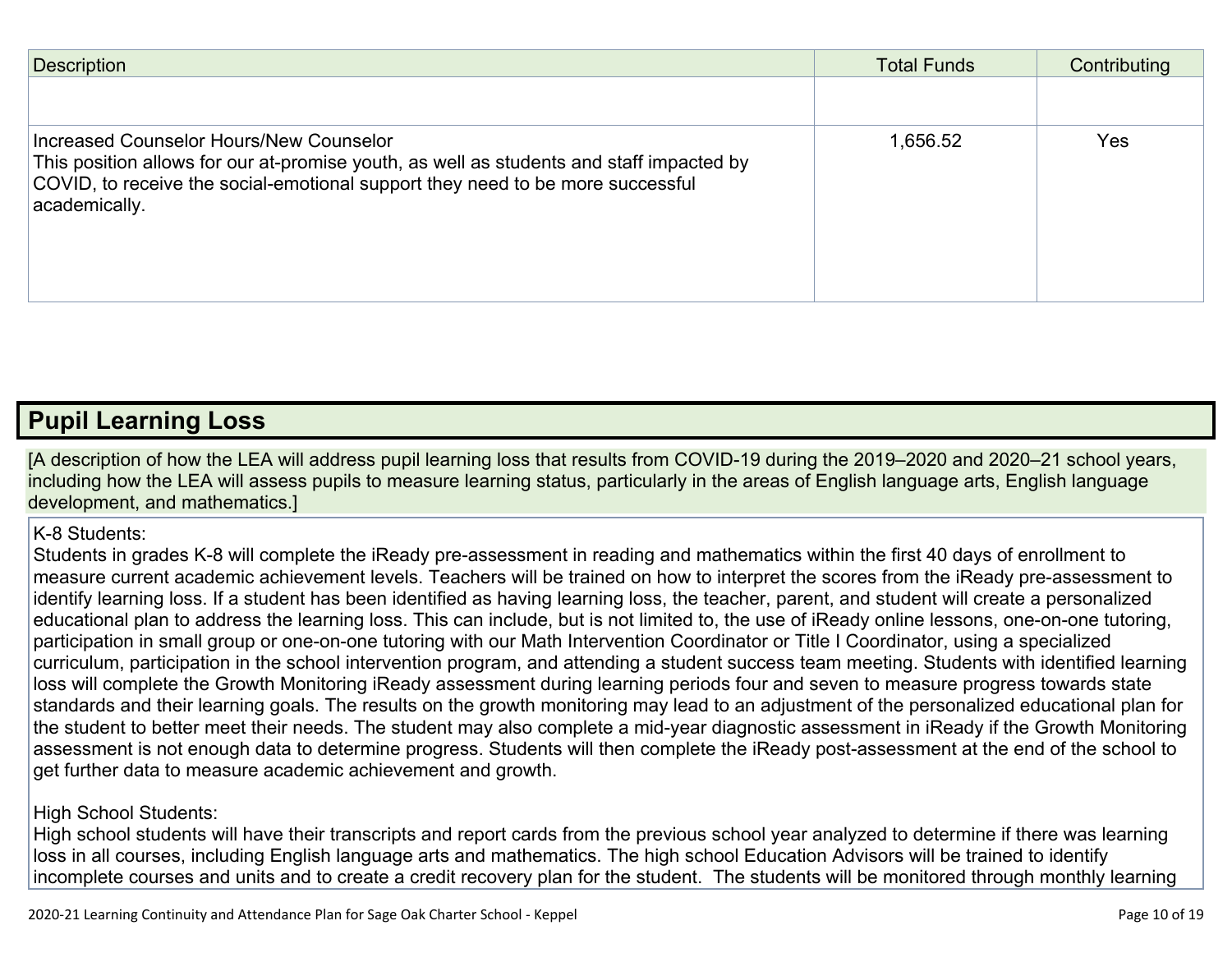| Description | Total Funds | Contributing |
|---|---|---|
| | | |
| Increased Counselor Hours/New Counselor<br>This position allows for our at-promise youth, as well as students and staff impacted by COVID, to receive the social-emotional support they need to be more successful academically. | 1,656.52 | Yes |

## Pupil Learning Loss

[A description of how the LEA will address pupil learning loss that results from COVID-19 during the 2019–2020 and 2020–21 school years, including how the LEA will assess pupils to measure learning status, particularly in the areas of English language arts, English language development, and mathematics.]

K-8 Students:
Students in grades K-8 will complete the iReady pre-assessment in reading and mathematics within the first 40 days of enrollment to measure current academic achievement levels. Teachers will be trained on how to interpret the scores from the iReady pre-assessment to identify learning loss. If a student has been identified as having learning loss, the teacher, parent, and student will create a personalized educational plan to address the learning loss. This can include, but is not limited to, the use of iReady online lessons, one-on-one tutoring, participation in small group or one-on-one tutoring with our Math Intervention Coordinator or Title I Coordinator, using a specialized curriculum, participation in the school intervention program, and attending a student success team meeting. Students with identified learning loss will complete the Growth Monitoring iReady assessment during learning periods four and seven to measure progress towards state standards and their learning goals. The results on the growth monitoring may lead to an adjustment of the personalized educational plan for the student to better meet their needs. The student may also complete a mid-year diagnostic assessment in iReady if the Growth Monitoring assessment is not enough data to determine progress. Students will then complete the iReady post-assessment at the end of the school to get further data to measure academic achievement and growth.

High School Students:
High school students will have their transcripts and report cards from the previous school year analyzed to determine if there was learning loss in all courses, including English language arts and mathematics. The high school Education Advisors will be trained to identify incomplete courses and units and to create a credit recovery plan for the student. The students will be monitored through monthly learning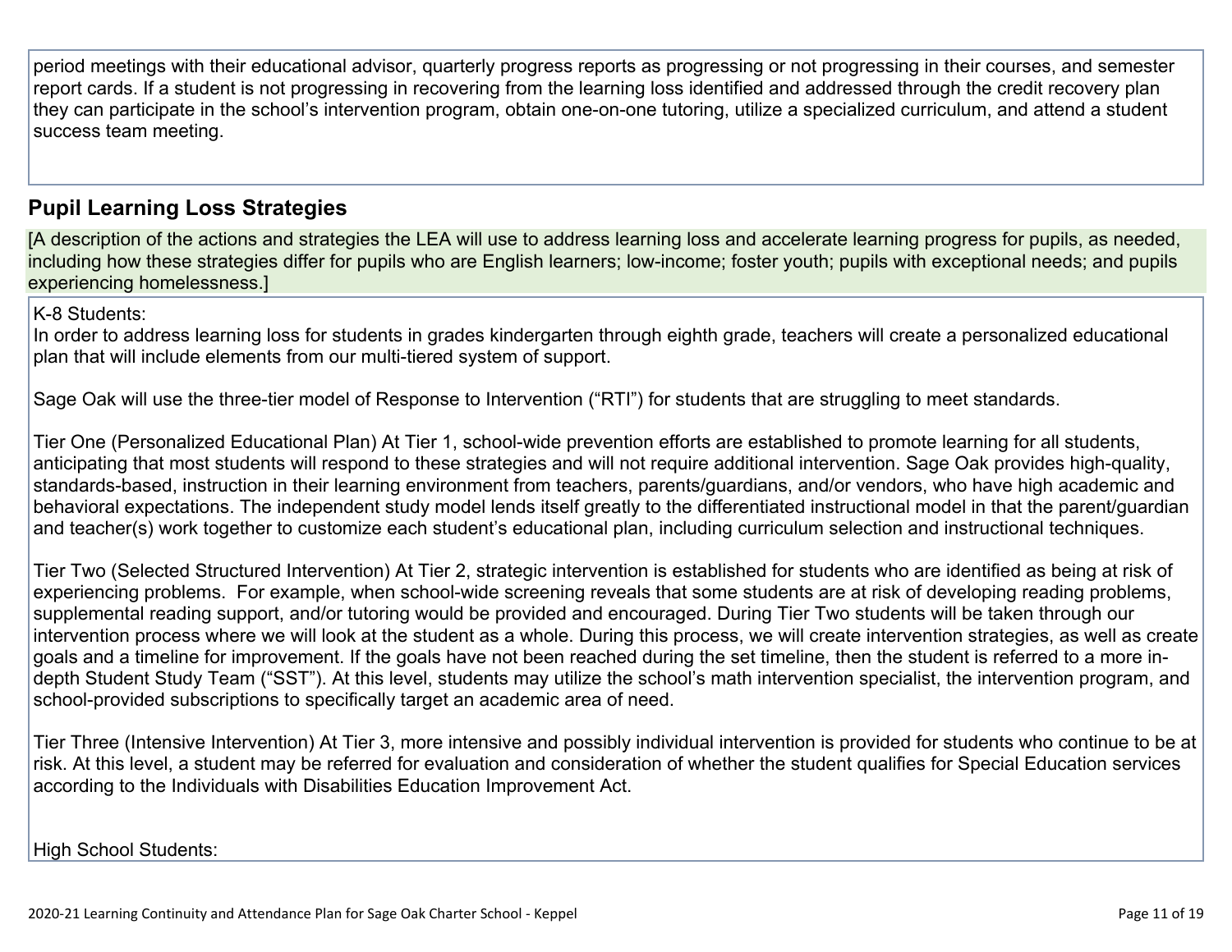period meetings with their educational advisor, quarterly progress reports as progressing or not progressing in their courses, and semester report cards. If a student is not progressing in recovering from the learning loss identified and addressed through the credit recovery plan they can participate in the school's intervention program, obtain one-on-one tutoring, utilize a specialized curriculum, and attend a student success team meeting.

## Pupil Learning Loss Strategies

[A description of the actions and strategies the LEA will use to address learning loss and accelerate learning progress for pupils, as needed, including how these strategies differ for pupils who are English learners; low-income; foster youth; pupils with exceptional needs; and pupils experiencing homelessness.]

K-8 Students:
In order to address learning loss for students in grades kindergarten through eighth grade, teachers will create a personalized educational plan that will include elements from our multi-tiered system of support.

Sage Oak will use the three-tier model of Response to Intervention ("RTI") for students that are struggling to meet standards.

Tier One (Personalized Educational Plan) At Tier 1, school-wide prevention efforts are established to promote learning for all students, anticipating that most students will respond to these strategies and will not require additional intervention. Sage Oak provides high-quality, standards-based, instruction in their learning environment from teachers, parents/guardians, and/or vendors, who have high academic and behavioral expectations. The independent study model lends itself greatly to the differentiated instructional model in that the parent/guardian and teacher(s) work together to customize each student's educational plan, including curriculum selection and instructional techniques.

Tier Two (Selected Structured Intervention) At Tier 2, strategic intervention is established for students who are identified as being at risk of experiencing problems. For example, when school-wide screening reveals that some students are at risk of developing reading problems, supplemental reading support, and/or tutoring would be provided and encouraged. During Tier Two students will be taken through our intervention process where we will look at the student as a whole. During this process, we will create intervention strategies, as well as create goals and a timeline for improvement. If the goals have not been reached during the set timeline, then the student is referred to a more in-depth Student Study Team ("SST"). At this level, students may utilize the school's math intervention specialist, the intervention program, and school-provided subscriptions to specifically target an academic area of need.

Tier Three (Intensive Intervention) At Tier 3, more intensive and possibly individual intervention is provided for students who continue to be at risk. At this level, a student may be referred for evaluation and consideration of whether the student qualifies for Special Education services according to the Individuals with Disabilities Education Improvement Act.

High School Students: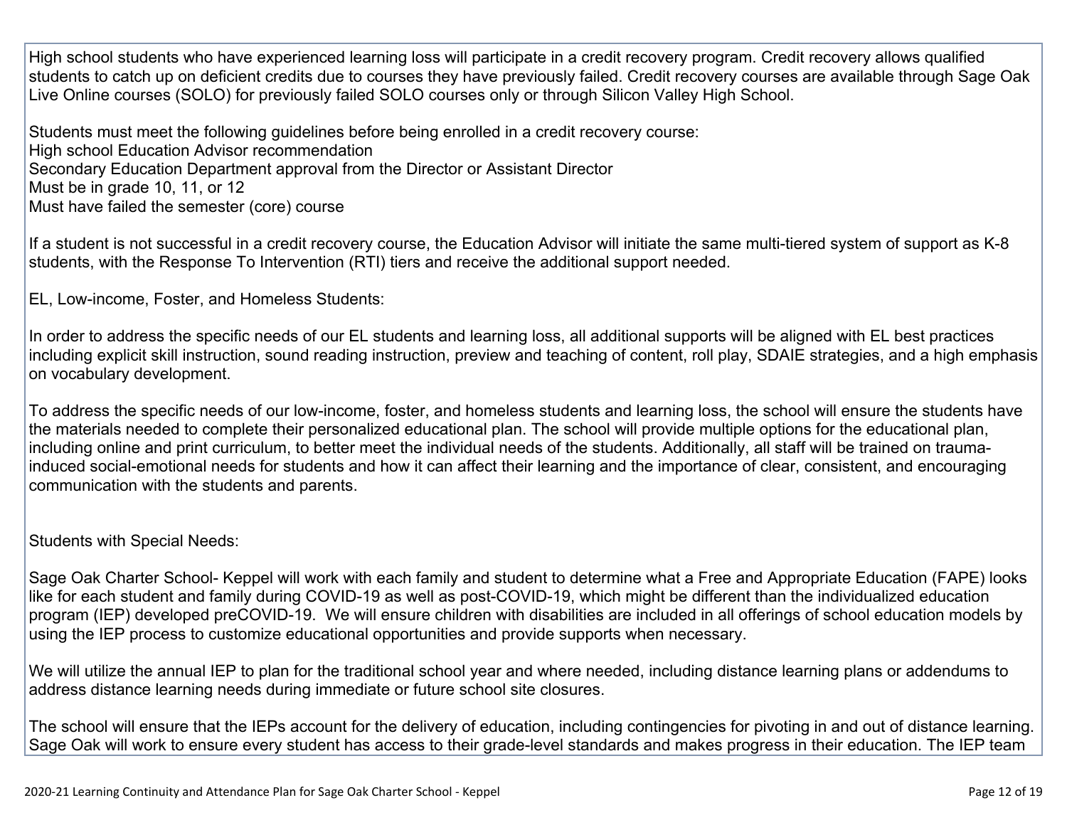High school students who have experienced learning loss will participate in a credit recovery program. Credit recovery allows qualified students to catch up on deficient credits due to courses they have previously failed. Credit recovery courses are available through Sage Oak Live Online courses (SOLO) for previously failed SOLO courses only or through Silicon Valley High School.

Students must meet the following guidelines before being enrolled in a credit recovery course:
High school Education Advisor recommendation
Secondary Education Department approval from the Director or Assistant Director
Must be in grade 10, 11, or 12
Must have failed the semester (core) course

If a student is not successful in a credit recovery course, the Education Advisor will initiate the same multi-tiered system of support as K-8 students, with the Response To Intervention (RTI) tiers and receive the additional support needed.

EL, Low-income, Foster, and Homeless Students:

In order to address the specific needs of our EL students and learning loss, all additional supports will be aligned with EL best practices including explicit skill instruction, sound reading instruction, preview and teaching of content, roll play, SDAIE strategies, and a high emphasis on vocabulary development.

To address the specific needs of our low-income, foster, and homeless students and learning loss, the school will ensure the students have the materials needed to complete their personalized educational plan. The school will provide multiple options for the educational plan, including online and print curriculum, to better meet the individual needs of the students. Additionally, all staff will be trained on trauma-induced social-emotional needs for students and how it can affect their learning and the importance of clear, consistent, and encouraging communication with the students and parents.

Students with Special Needs:

Sage Oak Charter School- Keppel will work with each family and student to determine what a Free and Appropriate Education (FAPE) looks like for each student and family during COVID-19 as well as post-COVID-19, which might be different than the individualized education program (IEP) developed preCOVID-19. We will ensure children with disabilities are included in all offerings of school education models by using the IEP process to customize educational opportunities and provide supports when necessary.

We will utilize the annual IEP to plan for the traditional school year and where needed, including distance learning plans or addendums to address distance learning needs during immediate or future school site closures.

The school will ensure that the IEPs account for the delivery of education, including contingencies for pivoting in and out of distance learning. Sage Oak will work to ensure every student has access to their grade-level standards and makes progress in their education. The IEP team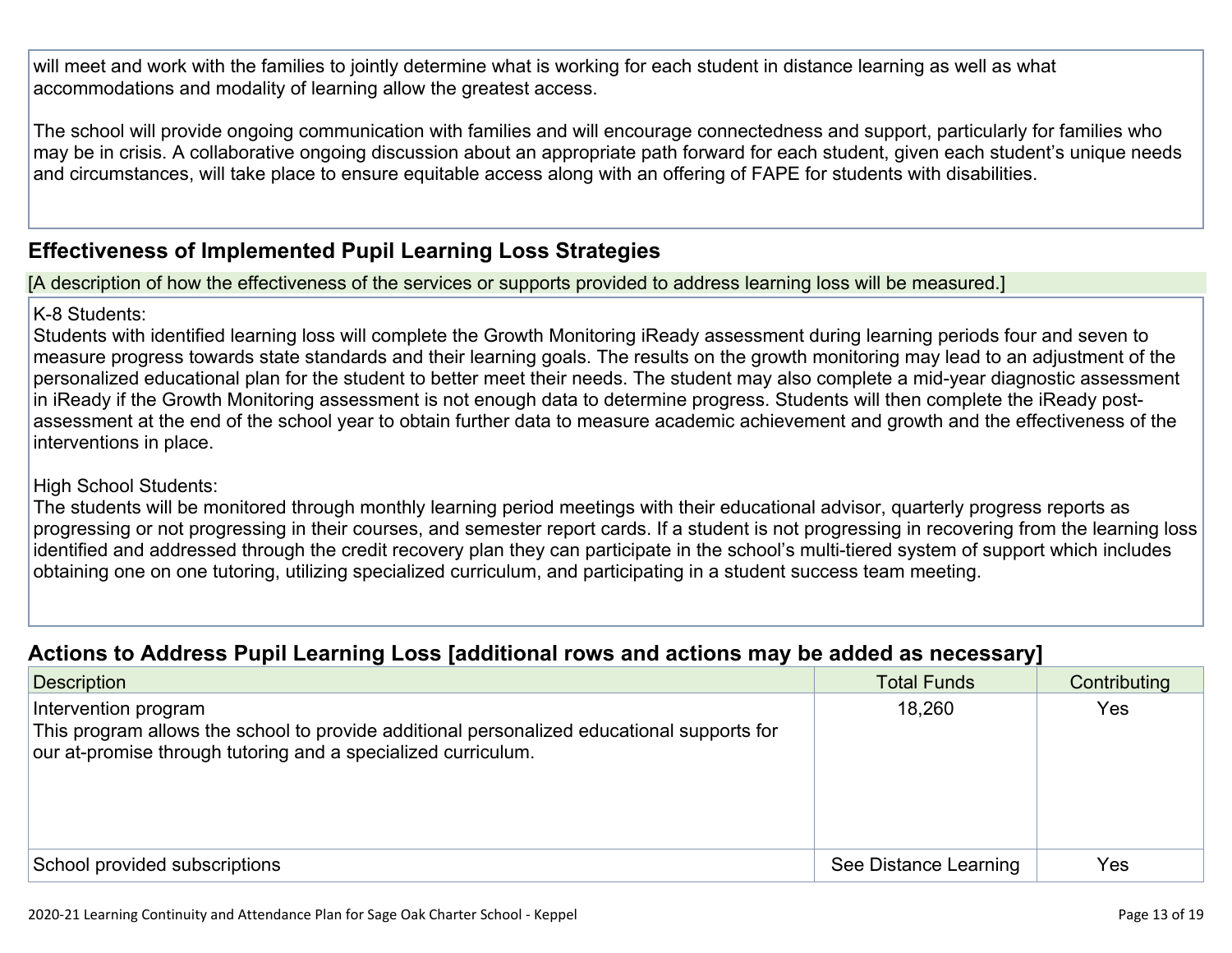will meet and work with the families to jointly determine what is working for each student in distance learning as well as what accommodations and modality of learning allow the greatest access.

The school will provide ongoing communication with families and will encourage connectedness and support, particularly for families who may be in crisis. A collaborative ongoing discussion about an appropriate path forward for each student, given each student's unique needs and circumstances, will take place to ensure equitable access along with an offering of FAPE for students with disabilities.

## Effectiveness of Implemented Pupil Learning Loss Strategies

[A description of how the effectiveness of the services or supports provided to address learning loss will be measured.]

K-8 Students:
Students with identified learning loss will complete the Growth Monitoring iReady assessment during learning periods four and seven to measure progress towards state standards and their learning goals. The results on the growth monitoring may lead to an adjustment of the personalized educational plan for the student to better meet their needs. The student may also complete a mid-year diagnostic assessment in iReady if the Growth Monitoring assessment is not enough data to determine progress. Students will then complete the iReady post-assessment at the end of the school year to obtain further data to measure academic achievement and growth and the effectiveness of the interventions in place.

High School Students:
The students will be monitored through monthly learning period meetings with their educational advisor, quarterly progress reports as progressing or not progressing in their courses, and semester report cards. If a student is not progressing in recovering from the learning loss identified and addressed through the credit recovery plan they can participate in the school's multi-tiered system of support which includes obtaining one on one tutoring, utilizing specialized curriculum, and participating in a student success team meeting.

## Actions to Address Pupil Learning Loss [additional rows and actions may be added as necessary]

| Description | Total Funds | Contributing |
|---|---|---|
| Intervention program<br>This program allows the school to provide additional personalized educational supports for our at-promise through tutoring and a specialized curriculum. | 18,260 | Yes |
| School provided subscriptions | See Distance Learning | Yes |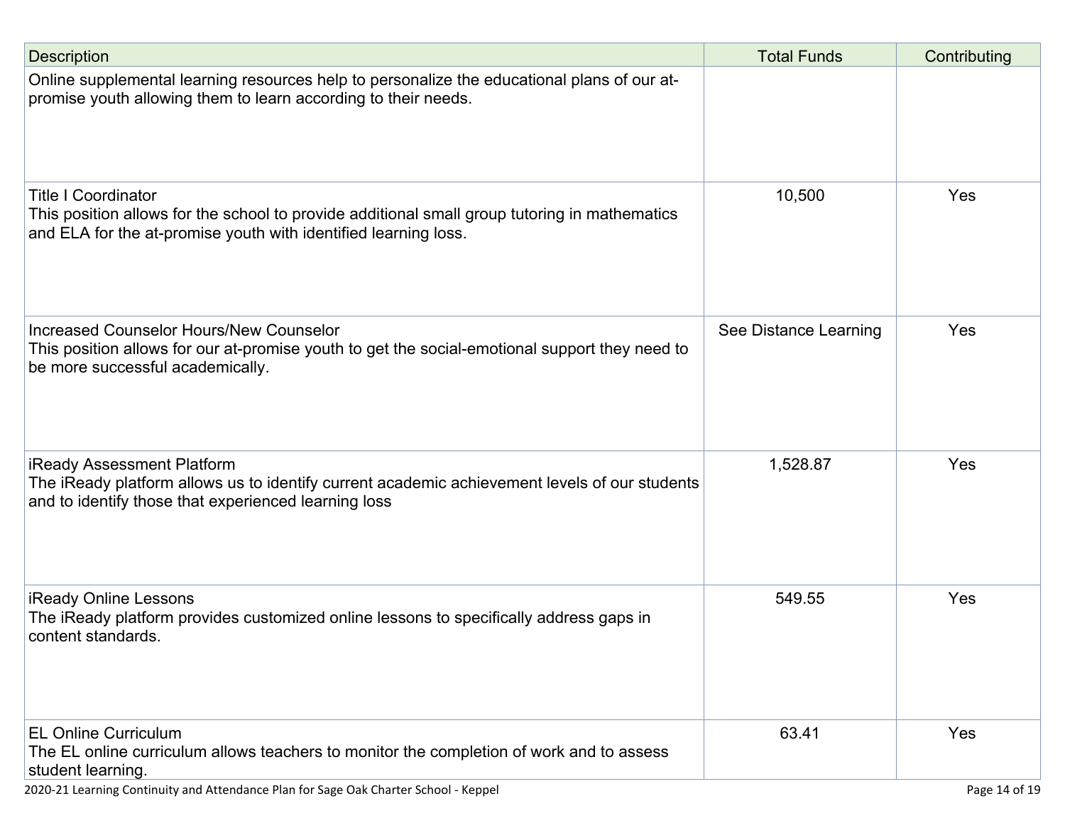| Description | Total Funds | Contributing |
|---|---|---|
| Online supplemental learning resources help to personalize the educational plans of our at-promise youth allowing them to learn according to their needs. | | |
| Title I Coordinator<br>This position allows for the school to provide additional small group tutoring in mathematics and ELA for the at-promise youth with identified learning loss. | 10,500 | Yes |
| Increased Counselor Hours/New Counselor<br>This position allows for our at-promise youth to get the social-emotional support they need to be more successful academically. | See Distance Learning | Yes |
| iReady Assessment Platform<br>The iReady platform allows us to identify current academic achievement levels of our students and to identify those that experienced learning loss | 1,528.87 | Yes |
| iReady Online Lessons<br>The iReady platform provides customized online lessons to specifically address gaps in content standards. | 549.55 | Yes |
| EL Online Curriculum<br>The EL online curriculum allows teachers to monitor the completion of work and to assess student learning. | 63.41 | Yes |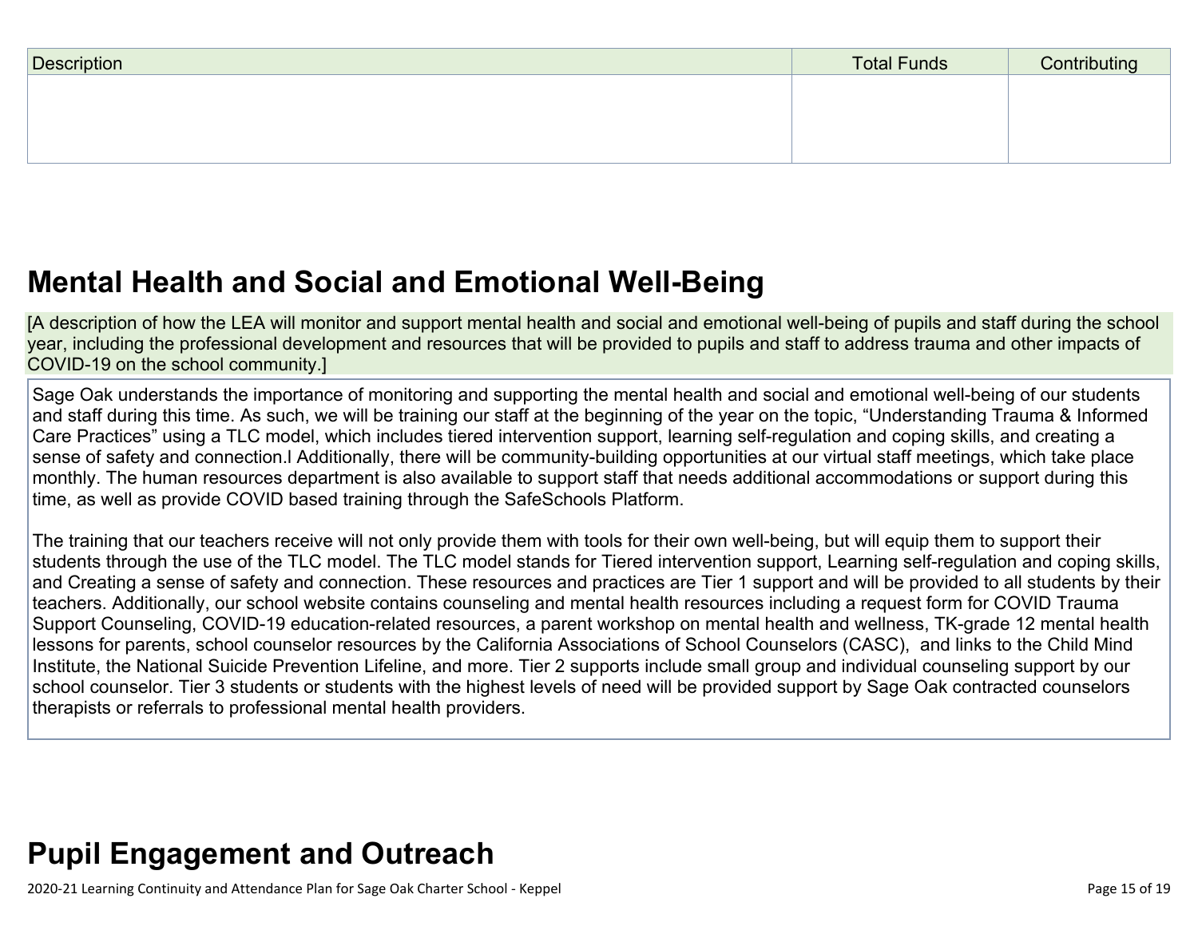| Description | Total Funds | Contributing |
|---|---|---|
| | | |

## Mental Health and Social and Emotional Well-Being

[A description of how the LEA will monitor and support mental health and social and emotional well-being of pupils and staff during the school year, including the professional development and resources that will be provided to pupils and staff to address trauma and other impacts of COVID-19 on the school community.]

Sage Oak understands the importance of monitoring and supporting the mental health and social and emotional well-being of our students and staff during this time. As such, we will be training our staff at the beginning of the year on the topic, “Understanding Trauma & Informed Care Practices” using a TLC model, which includes tiered intervention support, learning self-regulation and coping skills, and creating a sense of safety and connection.l Additionally, there will be community-building opportunities at our virtual staff meetings, which take place monthly. The human resources department is also available to support staff that needs additional accommodations or support during this time, as well as provide COVID based training through the SafeSchools Platform.

The training that our teachers receive will not only provide them with tools for their own well-being, but will equip them to support their students through the use of the TLC model. The TLC model stands for Tiered intervention support, Learning self-regulation and coping skills, and Creating a sense of safety and connection. These resources and practices are Tier 1 support and will be provided to all students by their teachers. Additionally, our school website contains counseling and mental health resources including a request form for COVID Trauma Support Counseling, COVID-19 education-related resources, a parent workshop on mental health and wellness, TK-grade 12 mental health lessons for parents, school counselor resources by the California Associations of School Counselors (CASC), and links to the Child Mind Institute, the National Suicide Prevention Lifeline, and more. Tier 2 supports include small group and individual counseling support by our school counselor. Tier 3 students or students with the highest levels of need will be provided support by Sage Oak contracted counselors therapists or referrals to professional mental health providers.

## Pupil Engagement and Outreach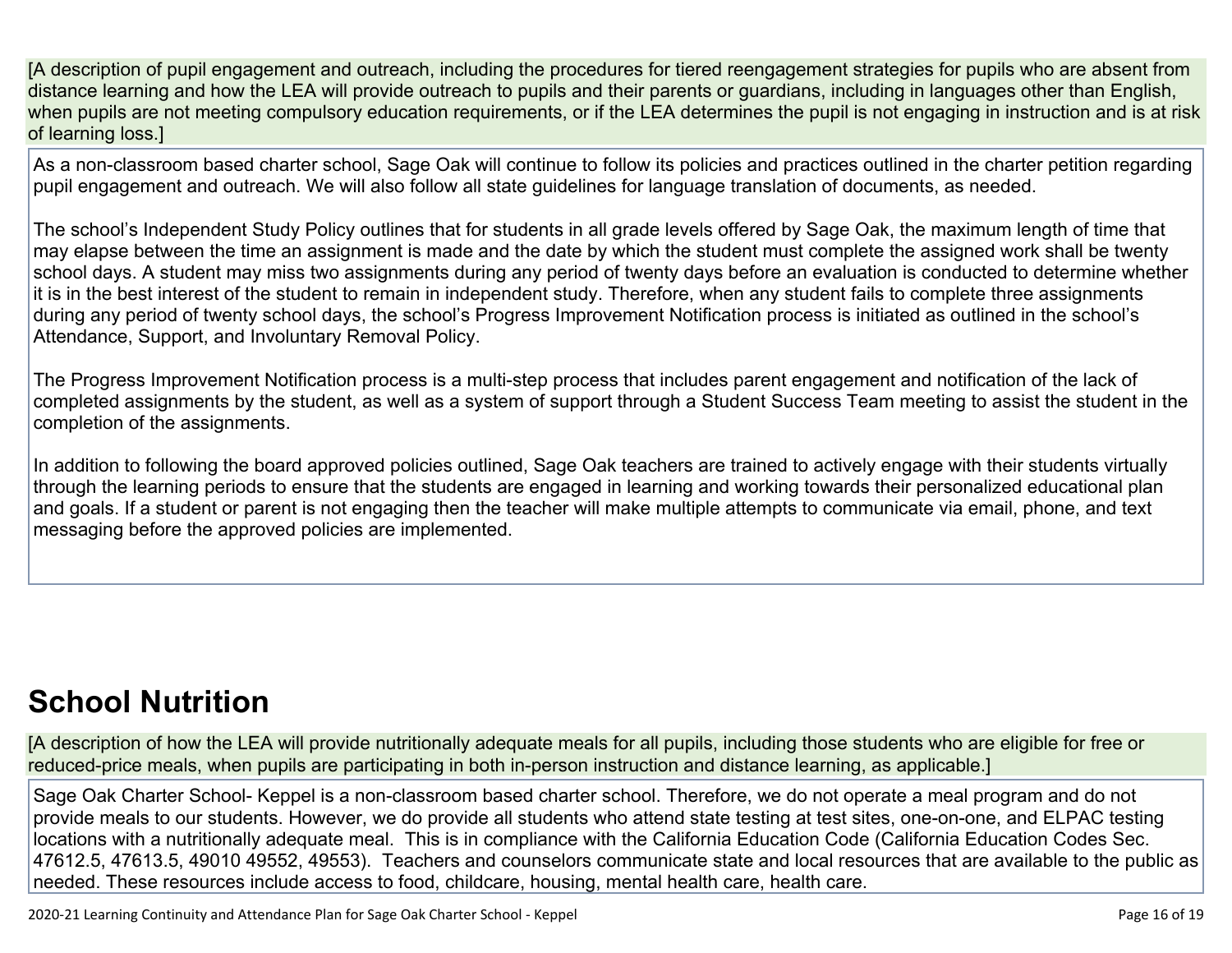[A description of pupil engagement and outreach, including the procedures for tiered reengagement strategies for pupils who are absent from distance learning and how the LEA will provide outreach to pupils and their parents or guardians, including in languages other than English, when pupils are not meeting compulsory education requirements, or if the LEA determines the pupil is not engaging in instruction and is at risk of learning loss.]

As a non-classroom based charter school, Sage Oak will continue to follow its policies and practices outlined in the charter petition regarding pupil engagement and outreach. We will also follow all state guidelines for language translation of documents, as needed.

The school's Independent Study Policy outlines that for students in all grade levels offered by Sage Oak, the maximum length of time that may elapse between the time an assignment is made and the date by which the student must complete the assigned work shall be twenty school days. A student may miss two assignments during any period of twenty days before an evaluation is conducted to determine whether it is in the best interest of the student to remain in independent study. Therefore, when any student fails to complete three assignments during any period of twenty school days, the school's Progress Improvement Notification process is initiated as outlined in the school's Attendance, Support, and Involuntary Removal Policy.

The Progress Improvement Notification process is a multi-step process that includes parent engagement and notification of the lack of completed assignments by the student, as well as a system of support through a Student Success Team meeting to assist the student in the completion of the assignments.

In addition to following the board approved policies outlined, Sage Oak teachers are trained to actively engage with their students virtually through the learning periods to ensure that the students are engaged in learning and working towards their personalized educational plan and goals. If a student or parent is not engaging then the teacher will make multiple attempts to communicate via email, phone, and text messaging before the approved policies are implemented.

## School Nutrition

[A description of how the LEA will provide nutritionally adequate meals for all pupils, including those students who are eligible for free or reduced-price meals, when pupils are participating in both in-person instruction and distance learning, as applicable.]

Sage Oak Charter School- Keppel is a non-classroom based charter school. Therefore, we do not operate a meal program and do not provide meals to our students. However, we do provide all students who attend state testing at test sites, one-on-one, and ELPAC testing locations with a nutritionally adequate meal. This is in compliance with the California Education Code (California Education Codes Sec. 47612.5, 47613.5, 49010 49552, 49553). Teachers and counselors communicate state and local resources that are available to the public as needed. These resources include access to food, childcare, housing, mental health care, health care.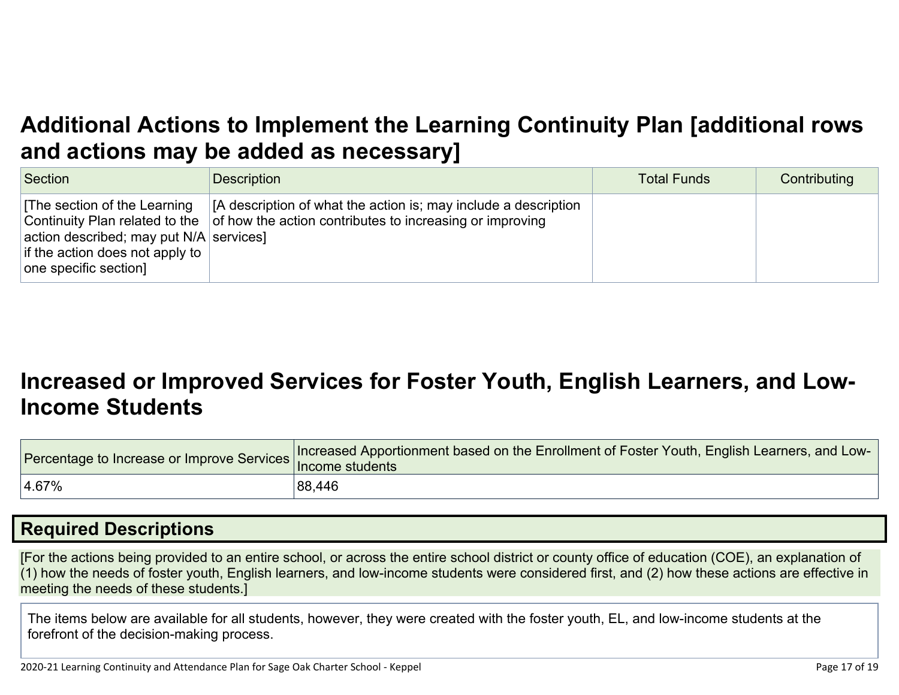## Additional Actions to Implement the Learning Continuity Plan [additional rows and actions may be added as necessary]

| Section | Description | Total Funds | Contributing |
|---|---|---|---|
| [The section of the Learning Continuity Plan related to the action described; may put N/A if the action does not apply to one specific section] | [A description of what the action is; may include a description of how the action contributes to increasing or improving services] | | |

## Increased or Improved Services for Foster Youth, English Learners, and Low-Income Students

| Percentage to Increase or Improve Services | Increased Apportionment based on the Enrollment of Foster Youth, English Learners, and Low-Income students |
|---|---|
| 4.67% | 88,446 |

### Required Descriptions

[For the actions being provided to an entire school, or across the entire school district or county office of education (COE), an explanation of (1) how the needs of foster youth, English learners, and low-income students were considered first, and (2) how these actions are effective in meeting the needs of these students.]

The items below are available for all students, however, they were created with the foster youth, EL, and low-income students at the forefront of the decision-making process.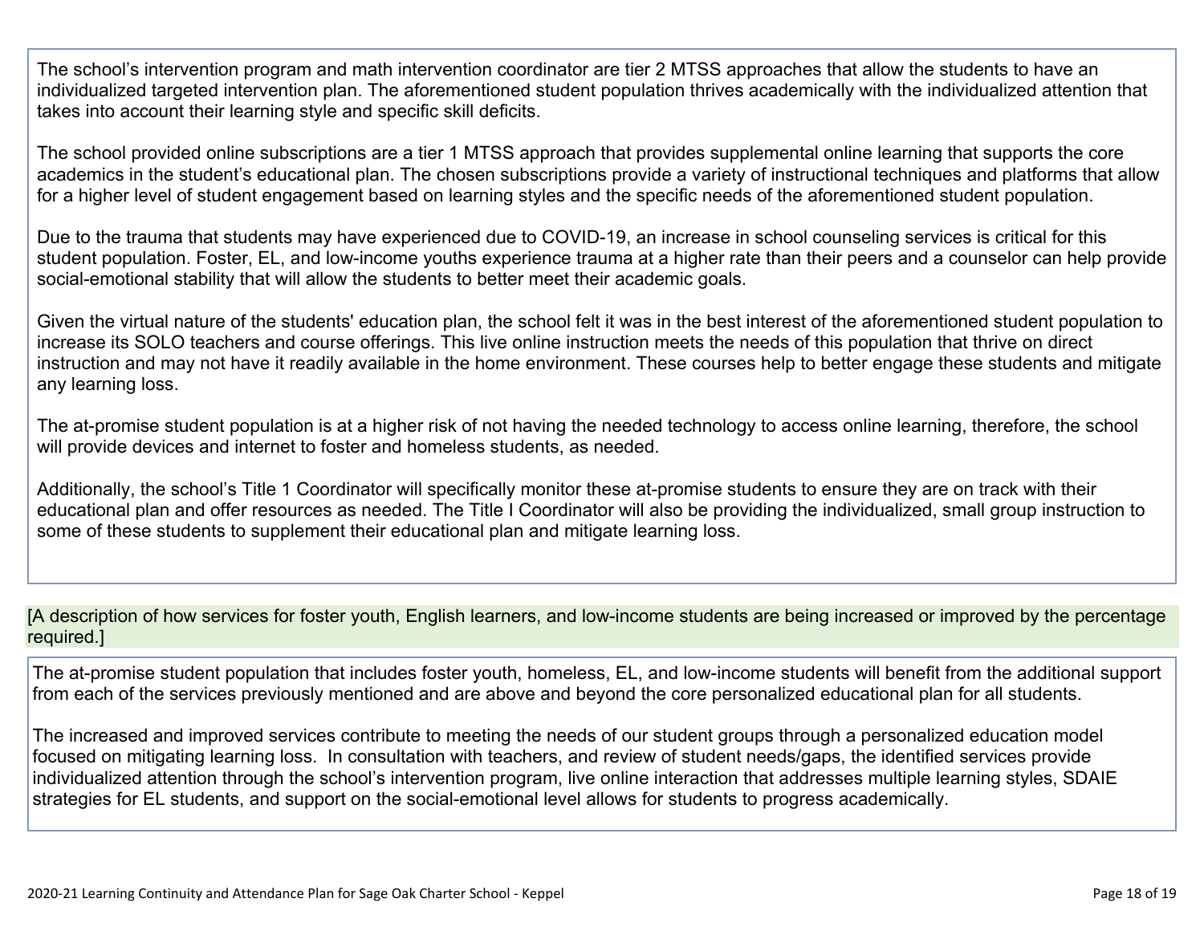The school's intervention program and math intervention coordinator are tier 2 MTSS approaches that allow the students to have an individualized targeted intervention plan. The aforementioned student population thrives academically with the individualized attention that takes into account their learning style and specific skill deficits.

The school provided online subscriptions are a tier 1 MTSS approach that provides supplemental online learning that supports the core academics in the student's educational plan. The chosen subscriptions provide a variety of instructional techniques and platforms that allow for a higher level of student engagement based on learning styles and the specific needs of the aforementioned student population.

Due to the trauma that students may have experienced due to COVID-19, an increase in school counseling services is critical for this student population. Foster, EL, and low-income youths experience trauma at a higher rate than their peers and a counselor can help provide social-emotional stability that will allow the students to better meet their academic goals.

Given the virtual nature of the students' education plan, the school felt it was in the best interest of the aforementioned student population to increase its SOLO teachers and course offerings. This live online instruction meets the needs of this population that thrive on direct instruction and may not have it readily available in the home environment. These courses help to better engage these students and mitigate any learning loss.

The at-promise student population is at a higher risk of not having the needed technology to access online learning, therefore, the school will provide devices and internet to foster and homeless students, as needed.

Additionally, the school's Title 1 Coordinator will specifically monitor these at-promise students to ensure they are on track with their educational plan and offer resources as needed. The Title I Coordinator will also be providing the individualized, small group instruction to some of these students to supplement their educational plan and mitigate learning loss.

[A description of how services for foster youth, English learners, and low-income students are being increased or improved by the percentage required.]

The at-promise student population that includes foster youth, homeless, EL, and low-income students will benefit from the additional support from each of the services previously mentioned and are above and beyond the core personalized educational plan for all students.

The increased and improved services contribute to meeting the needs of our student groups through a personalized education model focused on mitigating learning loss. In consultation with teachers, and review of student needs/gaps, the identified services provide individualized attention through the school's intervention program, live online interaction that addresses multiple learning styles, SDAIE strategies for EL students, and support on the social-emotional level allows for students to progress academically.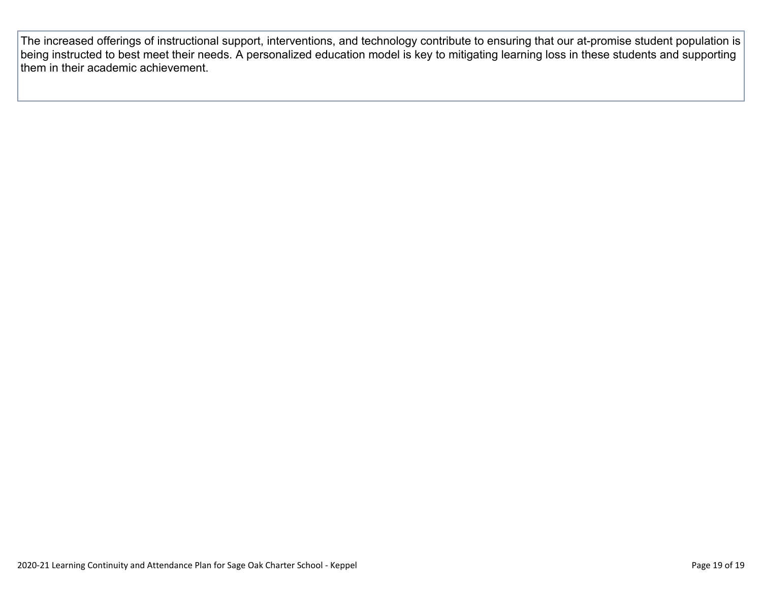The increased offerings of instructional support, interventions, and technology contribute to ensuring that our at-promise student population is being instructed to best meet their needs. A personalized education model is key to mitigating learning loss in these students and supporting them in their academic achievement.